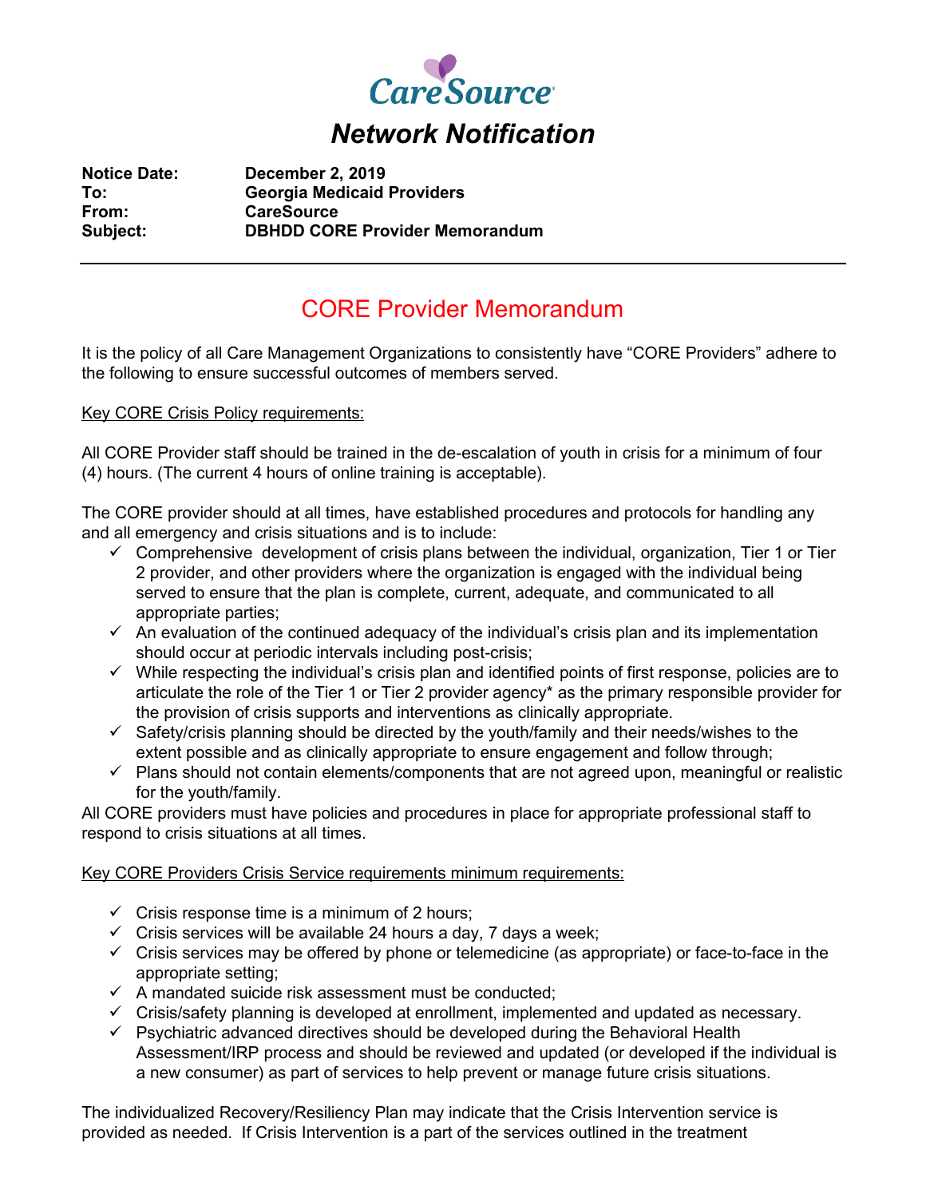CareSource

# *Network Notification*

**Notice Date:** **December 2, 2019**
**To:** **Georgia Medicaid Providers**
**From:** **CareSource**
**Subject:** **DBHDD CORE Provider Memorandum**

---

## CORE Provider Memorandum

It is the policy of all Care Management Organizations to consistently have "CORE Providers" adhere to the following to ensure successful outcomes of members served.

<u>Key CORE Crisis Policy requirements:</u>

All CORE Provider staff should be trained in the de-escalation of youth in crisis for a minimum of four (4) hours. (The current 4 hours of online training is acceptable).

The CORE provider should at all times, have established procedures and protocols for handling any and all emergency and crisis situations and is to include:

- ✓ Comprehensive development of crisis plans between the individual, organization, Tier 1 or Tier 2 provider, and other providers where the organization is engaged with the individual being served to ensure that the plan is complete, current, adequate, and communicated to all appropriate parties;
- ✓ An evaluation of the continued adequacy of the individual's crisis plan and its implementation should occur at periodic intervals including post-crisis;
- ✓ While respecting the individual's crisis plan and identified points of first response, policies are to articulate the role of the Tier 1 or Tier 2 provider agency* as the primary responsible provider for the provision of crisis supports and interventions as clinically appropriate.
- ✓ Safety/crisis planning should be directed by the youth/family and their needs/wishes to the extent possible and as clinically appropriate to ensure engagement and follow through;
- ✓ Plans should not contain elements/components that are not agreed upon, meaningful or realistic for the youth/family.

All CORE providers must have policies and procedures in place for appropriate professional staff to respond to crisis situations at all times.

<u>Key CORE Providers Crisis Service requirements minimum requirements:</u>

- ✓ Crisis response time is a minimum of 2 hours;
- ✓ Crisis services will be available 24 hours a day, 7 days a week;
- ✓ Crisis services may be offered by phone or telemedicine (as appropriate) or face-to-face in the appropriate setting;
- ✓ A mandated suicide risk assessment must be conducted;
- ✓ Crisis/safety planning is developed at enrollment, implemented and updated as necessary.
- ✓ Psychiatric advanced directives should be developed during the Behavioral Health Assessment/IRP process and should be reviewed and updated (or developed if the individual is a new consumer) as part of services to help prevent or manage future crisis situations.

The individualized Recovery/Resiliency Plan may indicate that the Crisis Intervention service is provided as needed. If Crisis Intervention is a part of the services outlined in the treatment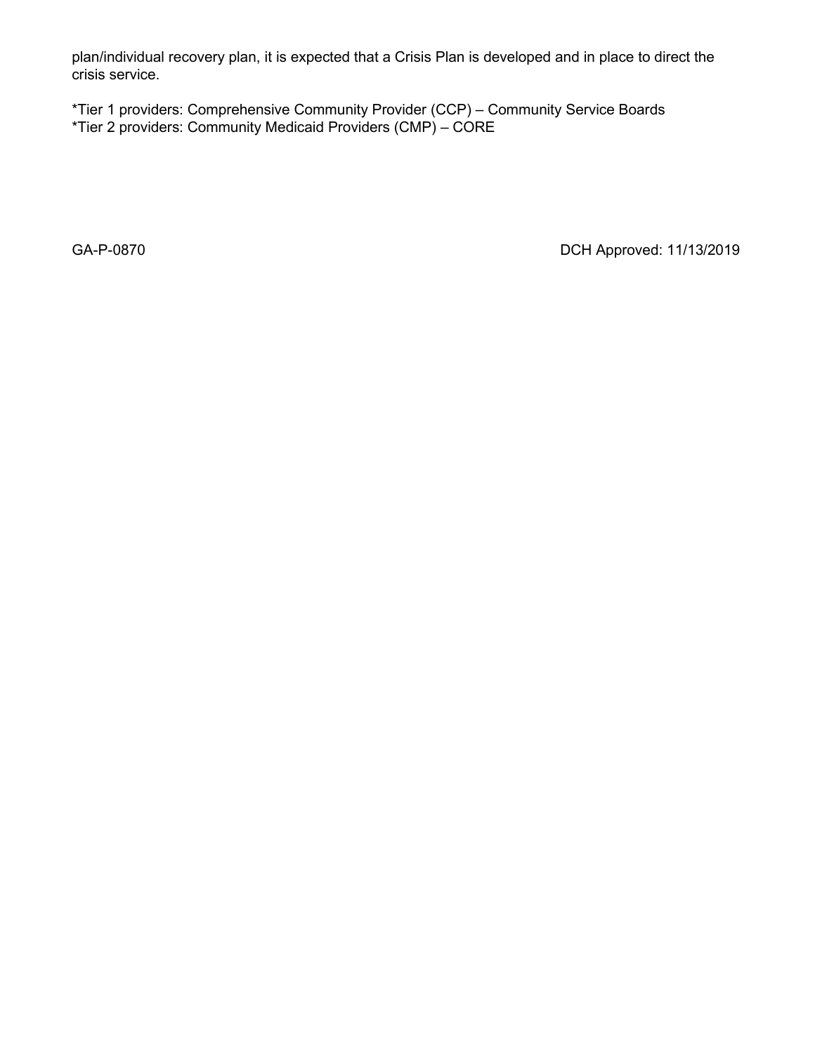plan/individual recovery plan, it is expected that a Crisis Plan is developed and in place to direct the crisis service.

*Tier 1 providers: Comprehensive Community Provider (CCP) – Community Service Boards
*Tier 2 providers: Community Medicaid Providers (CMP) – CORE

GA-P-0870 DCH Approved: 11/13/2019